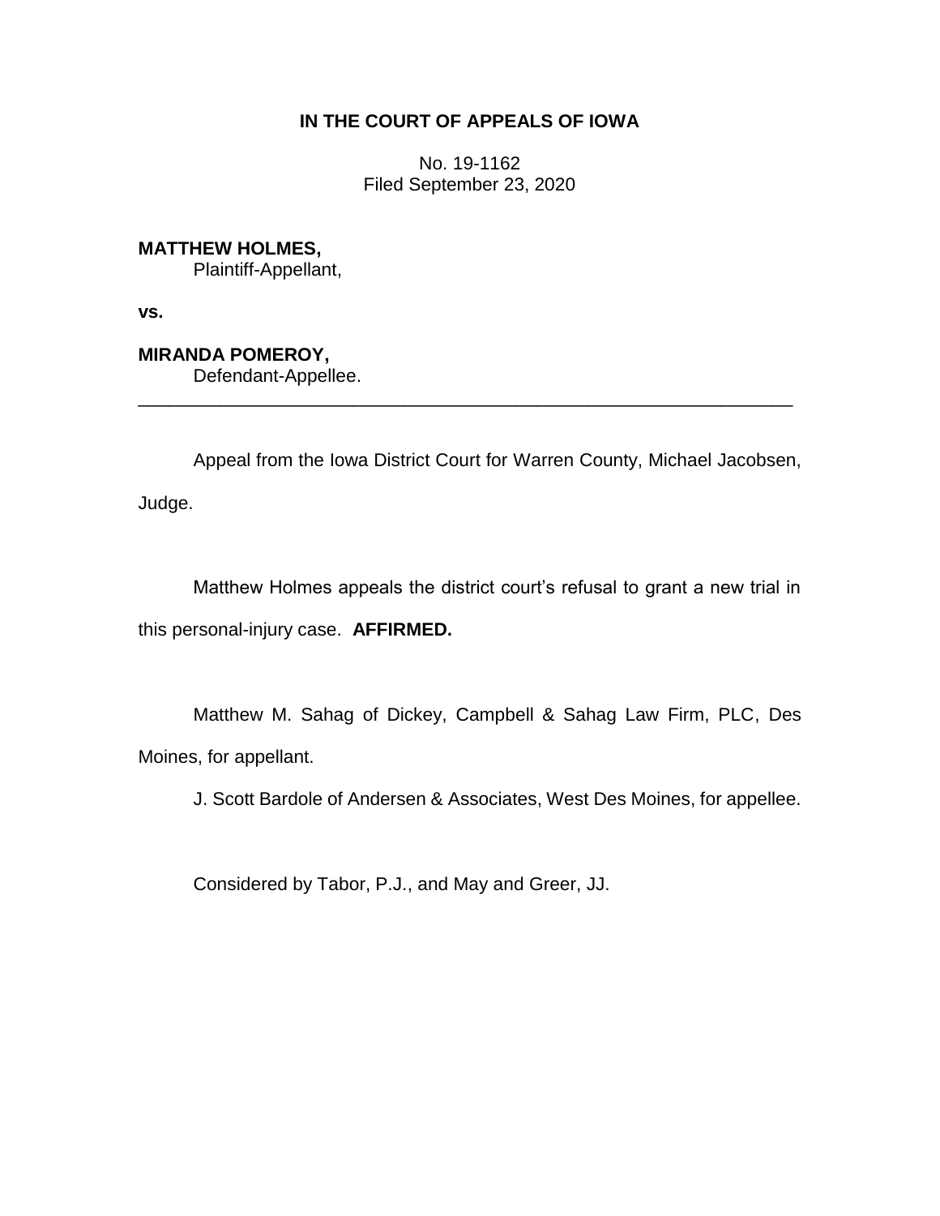**IN THE COURT OF APPEALS OF IOWA**

No. 19-1162
Filed September 23, 2020

**MATTHEW HOLMES,**
Plaintiff-Appellant,

**vs.**

**MIRANDA POMEROY,**
Defendant-Appellee.

---

Appeal from the Iowa District Court for Warren County, Michael Jacobsen, Judge.

Matthew Holmes appeals the district court's refusal to grant a new trial in this personal-injury case. **AFFIRMED.**

Matthew M. Sahag of Dickey, Campbell & Sahag Law Firm, PLC, Des Moines, for appellant.

J. Scott Bardole of Andersen & Associates, West Des Moines, for appellee.

Considered by Tabor, P.J., and May and Greer, JJ.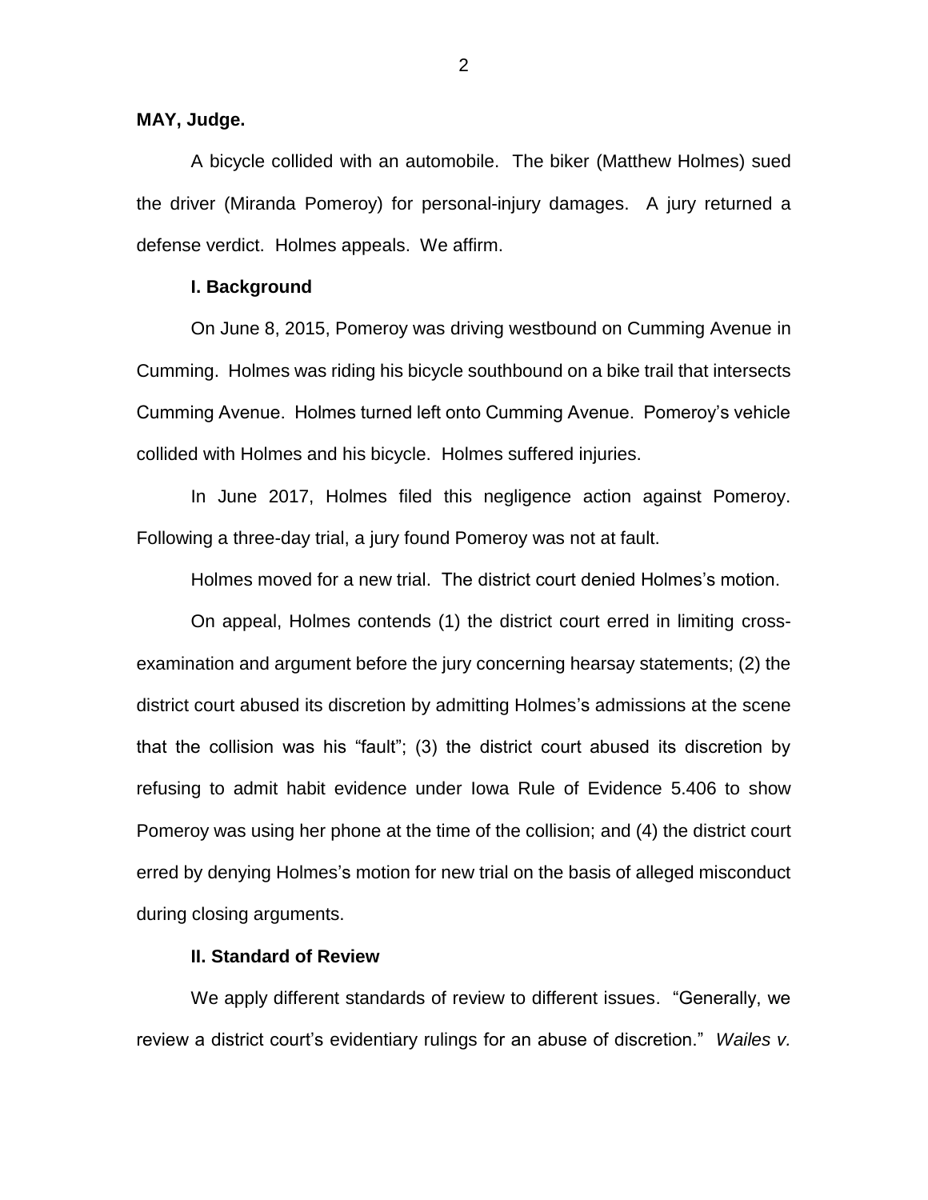**MAY, Judge.**

A bicycle collided with an automobile. The biker (Matthew Holmes) sued the driver (Miranda Pomeroy) for personal-injury damages. A jury returned a defense verdict. Holmes appeals. We affirm.

### I. Background

On June 8, 2015, Pomeroy was driving westbound on Cumming Avenue in Cumming. Holmes was riding his bicycle southbound on a bike trail that intersects Cumming Avenue. Holmes turned left onto Cumming Avenue. Pomeroy's vehicle collided with Holmes and his bicycle. Holmes suffered injuries.

In June 2017, Holmes filed this negligence action against Pomeroy. Following a three-day trial, a jury found Pomeroy was not at fault.

Holmes moved for a new trial. The district court denied Holmes's motion.

On appeal, Holmes contends (1) the district court erred in limiting cross-examination and argument before the jury concerning hearsay statements; (2) the district court abused its discretion by admitting Holmes's admissions at the scene that the collision was his "fault"; (3) the district court abused its discretion by refusing to admit habit evidence under Iowa Rule of Evidence 5.406 to show Pomeroy was using her phone at the time of the collision; and (4) the district court erred by denying Holmes's motion for new trial on the basis of alleged misconduct during closing arguments.

### II. Standard of Review

We apply different standards of review to different issues. "Generally, we review a district court's evidentiary rulings for an abuse of discretion." *Wailes v.*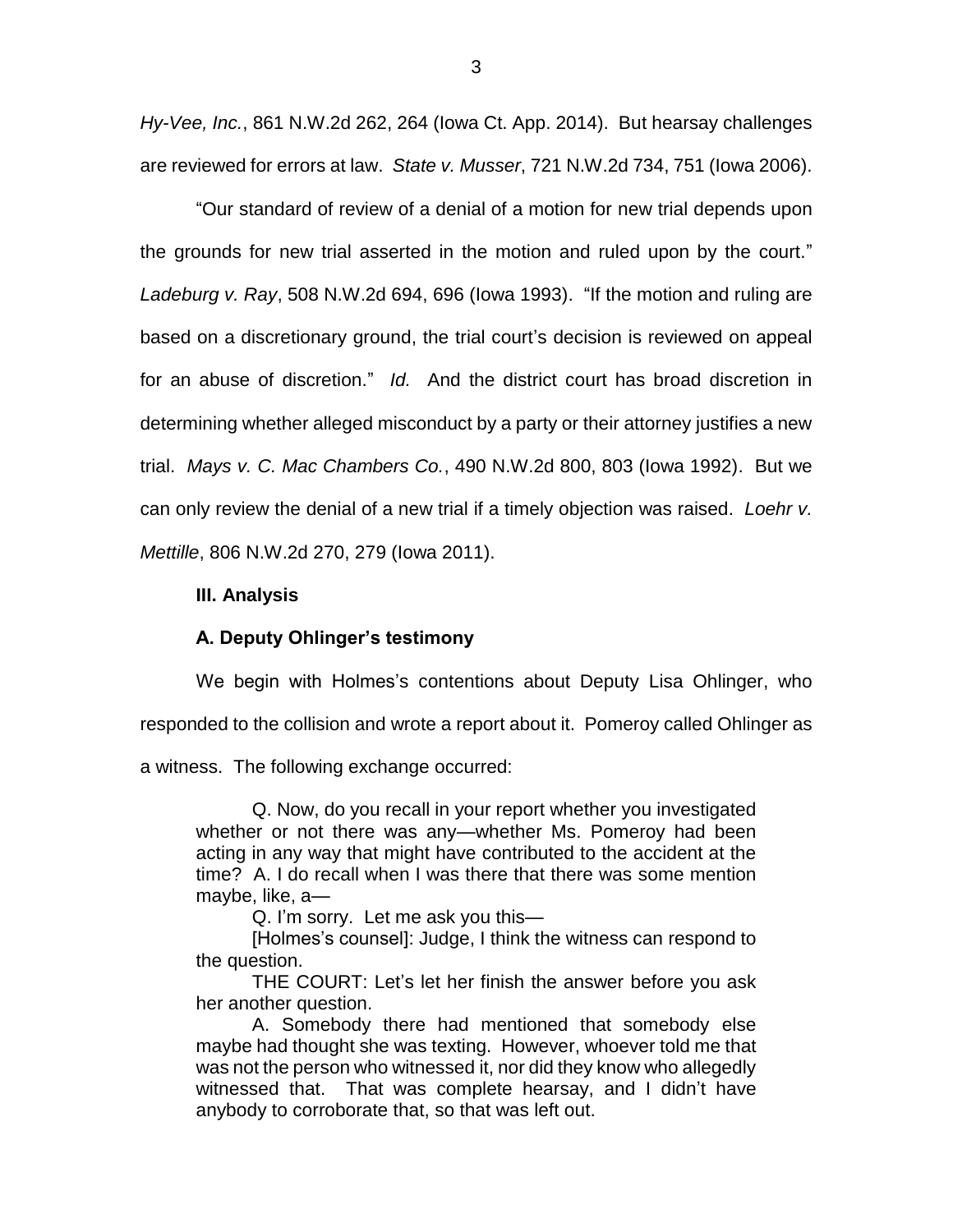*Hy-Vee, Inc.*, 861 N.W.2d 262, 264 (Iowa Ct. App. 2014). But hearsay challenges are reviewed for errors at law. *State v. Musser*, 721 N.W.2d 734, 751 (Iowa 2006).

"Our standard of review of a denial of a motion for new trial depends upon the grounds for new trial asserted in the motion and ruled upon by the court." *Ladeburg v. Ray*, 508 N.W.2d 694, 696 (Iowa 1993). "If the motion and ruling are based on a discretionary ground, the trial court's decision is reviewed on appeal for an abuse of discretion." *Id.* And the district court has broad discretion in determining whether alleged misconduct by a party or their attorney justifies a new trial. *Mays v. C. Mac Chambers Co.*, 490 N.W.2d 800, 803 (Iowa 1992). But we can only review the denial of a new trial if a timely objection was raised. *Loehr v. Mettille*, 806 N.W.2d 270, 279 (Iowa 2011).

### III. Analysis

### A. Deputy Ohlinger's testimony

We begin with Holmes's contentions about Deputy Lisa Ohlinger, who responded to the collision and wrote a report about it. Pomeroy called Ohlinger as a witness. The following exchange occurred:

> Q. Now, do you recall in your report whether you investigated whether or not there was any—whether Ms. Pomeroy had been acting in any way that might have contributed to the accident at the time? A. I do recall when I was there that there was some mention maybe, like, a—
>
> Q. I'm sorry. Let me ask you this—
>
> [Holmes's counsel]: Judge, I think the witness can respond to the question.
>
> THE COURT: Let's let her finish the answer before you ask her another question.
>
> A. Somebody there had mentioned that somebody else maybe had thought she was texting. However, whoever told me that was not the person who witnessed it, nor did they know who allegedly witnessed that. That was complete hearsay, and I didn't have anybody to corroborate that, so that was left out.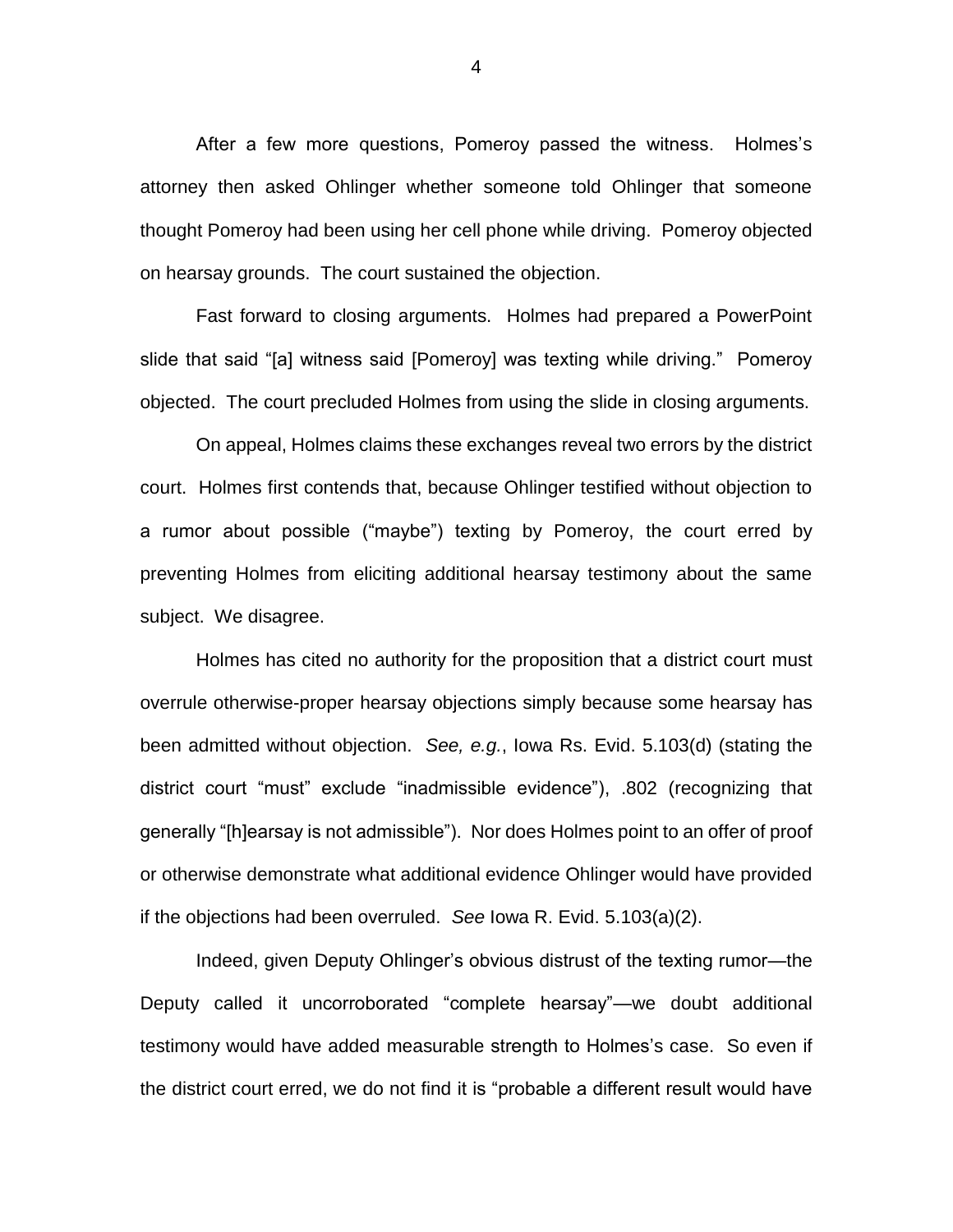After a few more questions, Pomeroy passed the witness. Holmes's attorney then asked Ohlinger whether someone told Ohlinger that someone thought Pomeroy had been using her cell phone while driving. Pomeroy objected on hearsay grounds. The court sustained the objection.

Fast forward to closing arguments. Holmes had prepared a PowerPoint slide that said "[a] witness said [Pomeroy] was texting while driving." Pomeroy objected. The court precluded Holmes from using the slide in closing arguments.

On appeal, Holmes claims these exchanges reveal two errors by the district court. Holmes first contends that, because Ohlinger testified without objection to a rumor about possible ("maybe") texting by Pomeroy, the court erred by preventing Holmes from eliciting additional hearsay testimony about the same subject. We disagree.

Holmes has cited no authority for the proposition that a district court must overrule otherwise-proper hearsay objections simply because some hearsay has been admitted without objection. *See, e.g.*, Iowa Rs. Evid. 5.103(d) (stating the district court "must" exclude "inadmissible evidence"), .802 (recognizing that generally "[h]earsay is not admissible"). Nor does Holmes point to an offer of proof or otherwise demonstrate what additional evidence Ohlinger would have provided if the objections had been overruled. *See* Iowa R. Evid. 5.103(a)(2).

Indeed, given Deputy Ohlinger's obvious distrust of the texting rumor—the Deputy called it uncorroborated "complete hearsay"—we doubt additional testimony would have added measurable strength to Holmes's case. So even if the district court erred, we do not find it is "probable a different result would have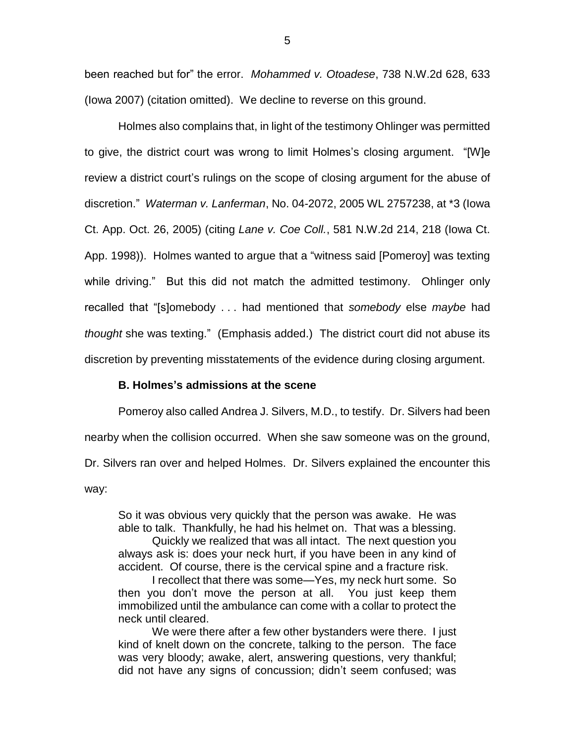been reached but for" the error. *Mohammed v. Otoadese*, 738 N.W.2d 628, 633 (Iowa 2007) (citation omitted). We decline to reverse on this ground.

Holmes also complains that, in light of the testimony Ohlinger was permitted to give, the district court was wrong to limit Holmes's closing argument. "[W]e review a district court's rulings on the scope of closing argument for the abuse of discretion." *Waterman v. Lanferman*, No. 04-2072, 2005 WL 2757238, at *3 (Iowa Ct. App. Oct. 26, 2005) (citing *Lane v. Coe Coll.*, 581 N.W.2d 214, 218 (Iowa Ct. App. 1998)). Holmes wanted to argue that a "witness said [Pomeroy] was texting while driving." But this did not match the admitted testimony. Ohlinger only recalled that "[s]omebody . . . had mentioned that *somebody* else *maybe* had *thought* she was texting." (Emphasis added.) The district court did not abuse its discretion by preventing misstatements of the evidence during closing argument.

**B. Holmes's admissions at the scene**

Pomeroy also called Andrea J. Silvers, M.D., to testify. Dr. Silvers had been nearby when the collision occurred. When she saw someone was on the ground, Dr. Silvers ran over and helped Holmes. Dr. Silvers explained the encounter this way:

> So it was obvious very quickly that the person was awake. He was able to talk. Thankfully, he had his helmet on. That was a blessing.
>
> Quickly we realized that was all intact. The next question you always ask is: does your neck hurt, if you have been in any kind of accident. Of course, there is the cervical spine and a fracture risk.
>
> I recollect that there was some—Yes, my neck hurt some. So then you don't move the person at all. You just keep them immobilized until the ambulance can come with a collar to protect the neck until cleared.
>
> We were there after a few other bystanders were there. I just kind of knelt down on the concrete, talking to the person. The face was very bloody; awake, alert, answering questions, very thankful; did not have any signs of concussion; didn't seem confused; was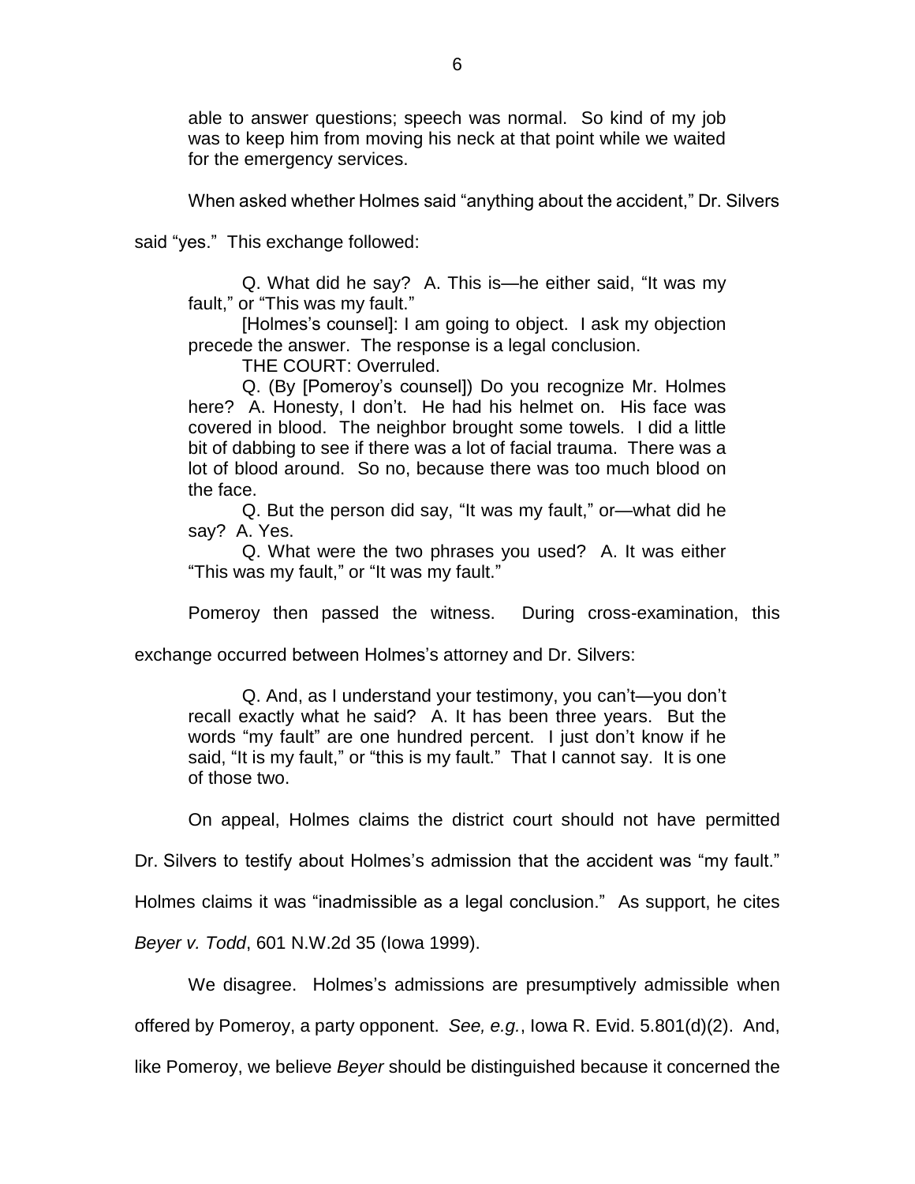able to answer questions; speech was normal. So kind of my job was to keep him from moving his neck at that point while we waited for the emergency services.

When asked whether Holmes said "anything about the accident," Dr. Silvers said "yes." This exchange followed:

> Q. What did he say? A. This is—he either said, "It was my fault," or "This was my fault."
>
> [Holmes's counsel]: I am going to object. I ask my objection precede the answer. The response is a legal conclusion.
>
> THE COURT: Overruled.
>
> Q. (By [Pomeroy's counsel]) Do you recognize Mr. Holmes here? A. Honesty, I don't. He had his helmet on. His face was covered in blood. The neighbor brought some towels. I did a little bit of dabbing to see if there was a lot of facial trauma. There was a lot of blood around. So no, because there was too much blood on the face.
>
> Q. But the person did say, "It was my fault," or—what did he say? A. Yes.
>
> Q. What were the two phrases you used? A. It was either "This was my fault," or "It was my fault."

Pomeroy then passed the witness. During cross-examination, this exchange occurred between Holmes's attorney and Dr. Silvers:

> Q. And, as I understand your testimony, you can't—you don't recall exactly what he said? A. It has been three years. But the words "my fault" are one hundred percent. I just don't know if he said, "It is my fault," or "this is my fault." That I cannot say. It is one of those two.

On appeal, Holmes claims the district court should not have permitted Dr. Silvers to testify about Holmes's admission that the accident was "my fault." Holmes claims it was "inadmissible as a legal conclusion." As support, he cites *Beyer v. Todd*, 601 N.W.2d 35 (Iowa 1999).

We disagree. Holmes's admissions are presumptively admissible when offered by Pomeroy, a party opponent. *See, e.g.*, Iowa R. Evid. 5.801(d)(2). And, like Pomeroy, we believe *Beyer* should be distinguished because it concerned the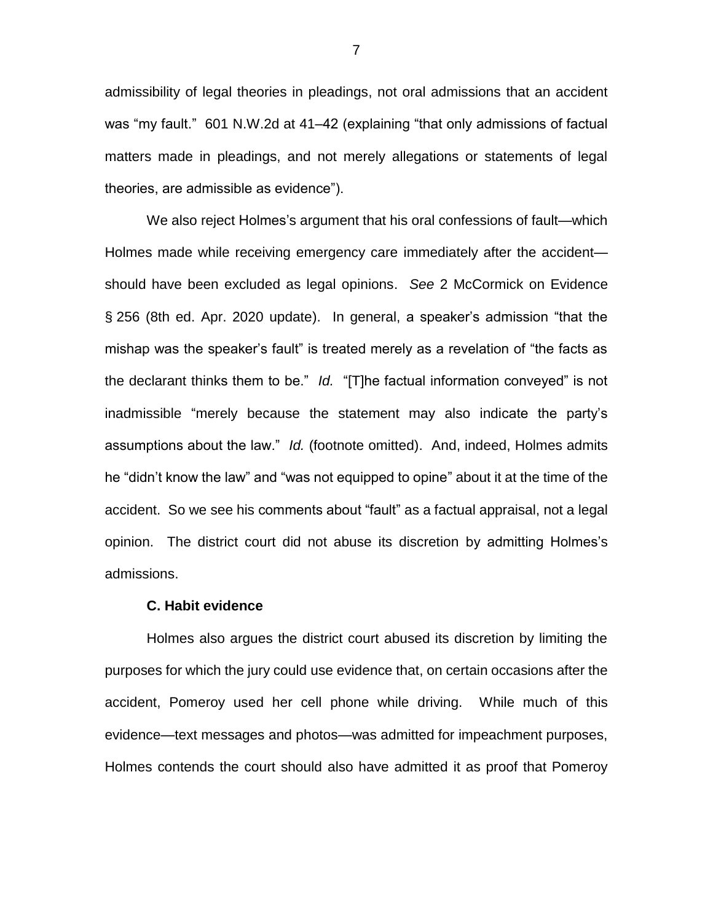admissibility of legal theories in pleadings, not oral admissions that an accident was "my fault." 601 N.W.2d at 41–42 (explaining "that only admissions of factual matters made in pleadings, and not merely allegations or statements of legal theories, are admissible as evidence").

We also reject Holmes's argument that his oral confessions of fault—which Holmes made while receiving emergency care immediately after the accident—should have been excluded as legal opinions. *See* 2 McCormick on Evidence § 256 (8th ed. Apr. 2020 update). In general, a speaker's admission "that the mishap was the speaker's fault" is treated merely as a revelation of "the facts as the declarant thinks them to be." *Id.* "[T]he factual information conveyed" is not inadmissible "merely because the statement may also indicate the party's assumptions about the law." *Id.* (footnote omitted). And, indeed, Holmes admits he "didn't know the law" and "was not equipped to opine" about it at the time of the accident. So we see his comments about "fault" as a factual appraisal, not a legal opinion. The district court did not abuse its discretion by admitting Holmes's admissions.

### C. Habit evidence

Holmes also argues the district court abused its discretion by limiting the purposes for which the jury could use evidence that, on certain occasions after the accident, Pomeroy used her cell phone while driving. While much of this evidence—text messages and photos—was admitted for impeachment purposes, Holmes contends the court should also have admitted it as proof that Pomeroy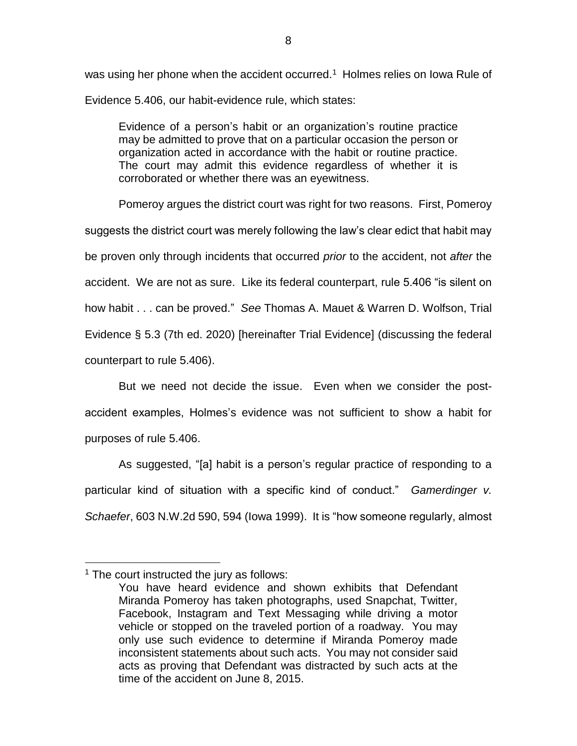was using her phone when the accident occurred.[1] Holmes relies on Iowa Rule of Evidence 5.406, our habit-evidence rule, which states:

> Evidence of a person's habit or an organization's routine practice may be admitted to prove that on a particular occasion the person or organization acted in accordance with the habit or routine practice. The court may admit this evidence regardless of whether it is corroborated or whether there was an eyewitness.

Pomeroy argues the district court was right for two reasons. First, Pomeroy suggests the district court was merely following the law's clear edict that habit may be proven only through incidents that occurred *prior* to the accident, not *after* the accident. We are not as sure. Like its federal counterpart, rule 5.406 "is silent on how habit . . . can be proved." *See* Thomas A. Mauet & Warren D. Wolfson, Trial Evidence § 5.3 (7th ed. 2020) [hereinafter Trial Evidence] (discussing the federal counterpart to rule 5.406).

But we need not decide the issue. Even when we consider the post-accident examples, Holmes's evidence was not sufficient to show a habit for purposes of rule 5.406.

As suggested, "[a] habit is a person's regular practice of responding to a particular kind of situation with a specific kind of conduct." *Gamerdinger v. Schaefer*, 603 N.W.2d 590, 594 (Iowa 1999). It is "how someone regularly, almost

---

[1] The court instructed the jury as follows:

> You have heard evidence and shown exhibits that Defendant Miranda Pomeroy has taken photographs, used Snapchat, Twitter, Facebook, Instagram and Text Messaging while driving a motor vehicle or stopped on the traveled portion of a roadway. You may only use such evidence to determine if Miranda Pomeroy made inconsistent statements about such acts. You may not consider said acts as proving that Defendant was distracted by such acts at the time of the accident on June 8, 2015.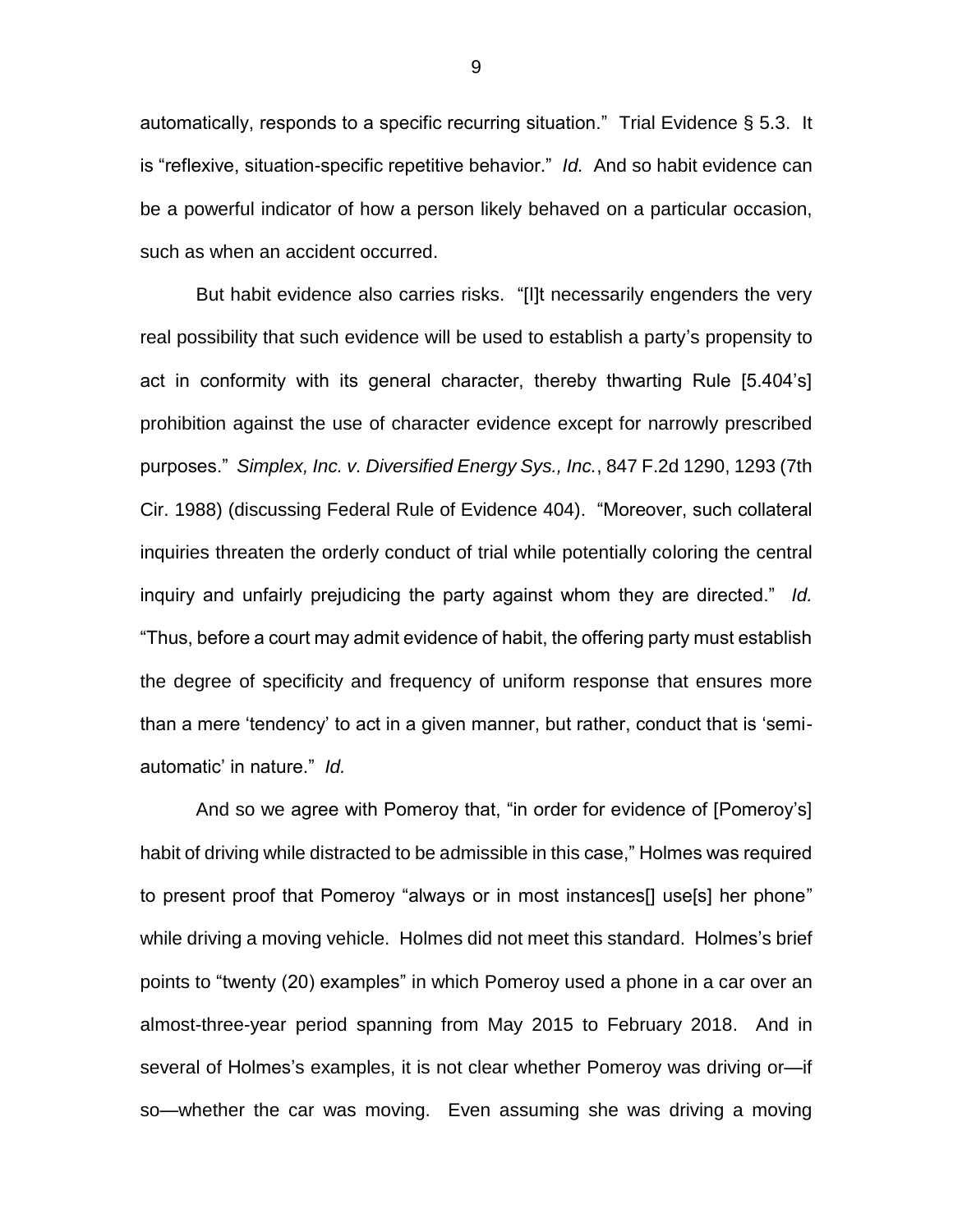automatically, responds to a specific recurring situation." Trial Evidence § 5.3. It is "reflexive, situation-specific repetitive behavior." *Id.* And so habit evidence can be a powerful indicator of how a person likely behaved on a particular occasion, such as when an accident occurred.

But habit evidence also carries risks. "[I]t necessarily engenders the very real possibility that such evidence will be used to establish a party's propensity to act in conformity with its general character, thereby thwarting Rule [5.404's] prohibition against the use of character evidence except for narrowly prescribed purposes." *Simplex, Inc. v. Diversified Energy Sys., Inc.*, 847 F.2d 1290, 1293 (7th Cir. 1988) (discussing Federal Rule of Evidence 404). "Moreover, such collateral inquiries threaten the orderly conduct of trial while potentially coloring the central inquiry and unfairly prejudicing the party against whom they are directed." *Id.* "Thus, before a court may admit evidence of habit, the offering party must establish the degree of specificity and frequency of uniform response that ensures more than a mere 'tendency' to act in a given manner, but rather, conduct that is 'semi-automatic' in nature." *Id.*

And so we agree with Pomeroy that, "in order for evidence of [Pomeroy's] habit of driving while distracted to be admissible in this case," Holmes was required to present proof that Pomeroy "always or in most instances[] use[s] her phone" while driving a moving vehicle. Holmes did not meet this standard. Holmes's brief points to "twenty (20) examples" in which Pomeroy used a phone in a car over an almost-three-year period spanning from May 2015 to February 2018. And in several of Holmes's examples, it is not clear whether Pomeroy was driving or—if so—whether the car was moving. Even assuming she was driving a moving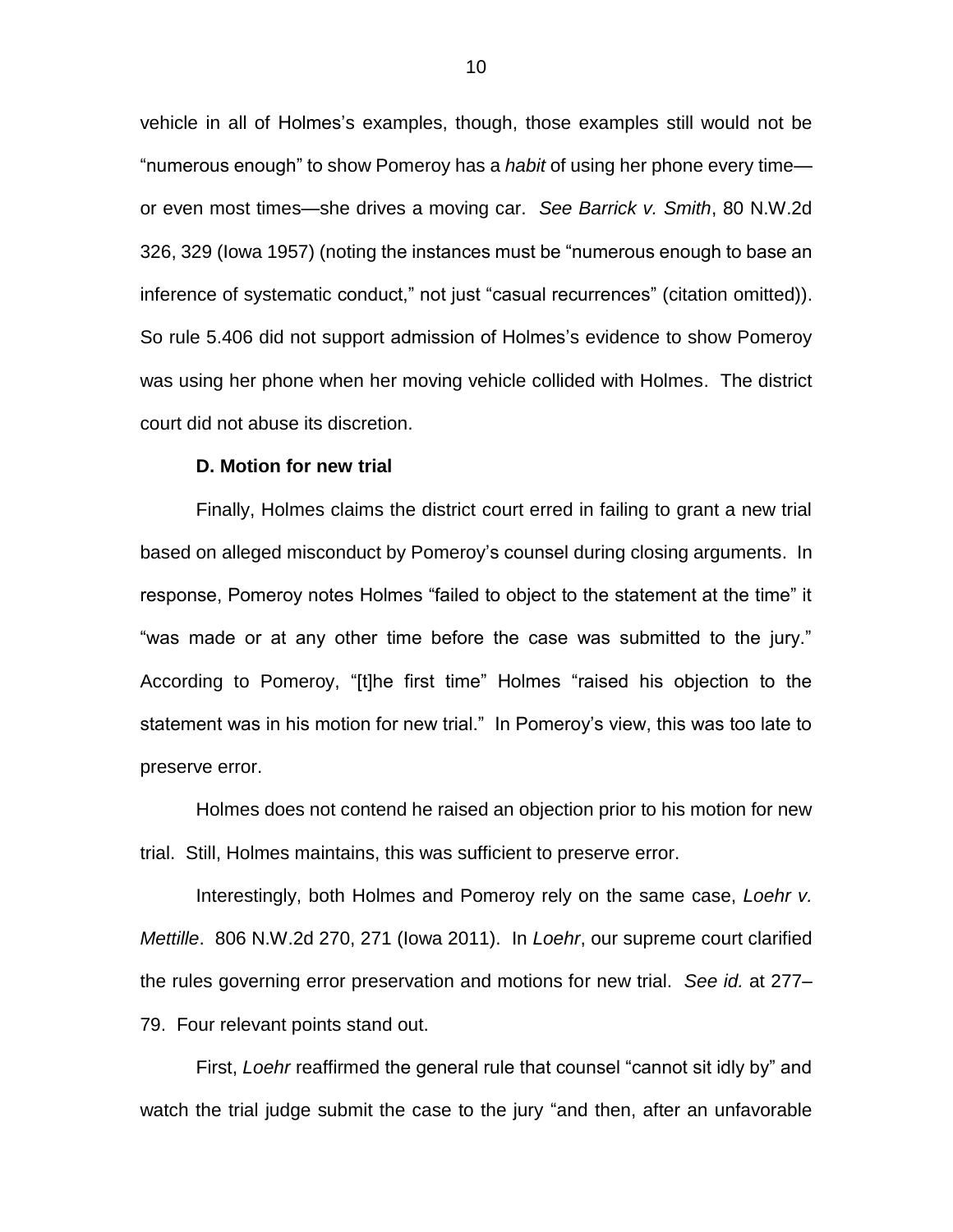vehicle in all of Holmes's examples, though, those examples still would not be "numerous enough" to show Pomeroy has a *habit* of using her phone every time—or even most times—she drives a moving car. *See Barrick v. Smith*, 80 N.W.2d 326, 329 (Iowa 1957) (noting the instances must be "numerous enough to base an inference of systematic conduct," not just "casual recurrences" (citation omitted)). So rule 5.406 did not support admission of Holmes's evidence to show Pomeroy was using her phone when her moving vehicle collided with Holmes. The district court did not abuse its discretion.

**D. Motion for new trial**

Finally, Holmes claims the district court erred in failing to grant a new trial based on alleged misconduct by Pomeroy's counsel during closing arguments. In response, Pomeroy notes Holmes "failed to object to the statement at the time" it "was made or at any other time before the case was submitted to the jury." According to Pomeroy, "[t]he first time" Holmes "raised his objection to the statement was in his motion for new trial." In Pomeroy's view, this was too late to preserve error.

Holmes does not contend he raised an objection prior to his motion for new trial. Still, Holmes maintains, this was sufficient to preserve error.

Interestingly, both Holmes and Pomeroy rely on the same case, *Loehr v. Mettille*. 806 N.W.2d 270, 271 (Iowa 2011). In *Loehr*, our supreme court clarified the rules governing error preservation and motions for new trial. *See id.* at 277–79. Four relevant points stand out.

First, *Loehr* reaffirmed the general rule that counsel "cannot sit idly by" and watch the trial judge submit the case to the jury "and then, after an unfavorable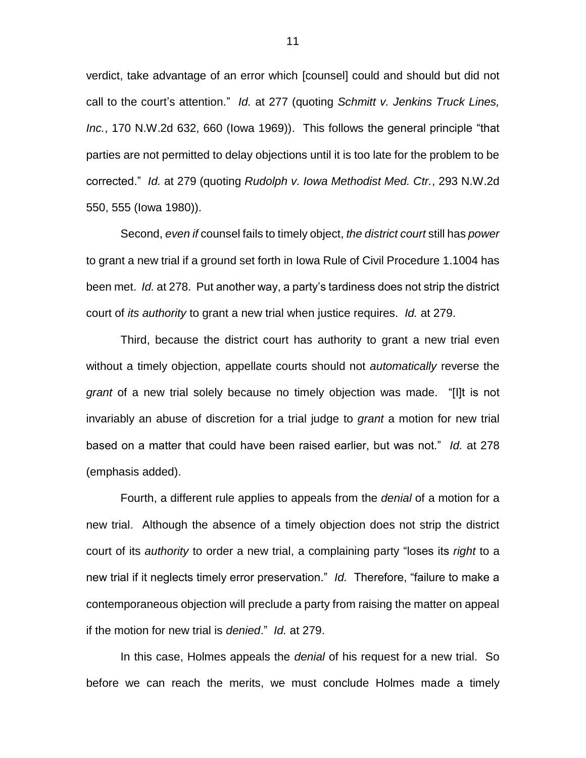verdict, take advantage of an error which [counsel] could and should but did not call to the court's attention." *Id.* at 277 (quoting *Schmitt v. Jenkins Truck Lines, Inc.*, 170 N.W.2d 632, 660 (Iowa 1969)). This follows the general principle "that parties are not permitted to delay objections until it is too late for the problem to be corrected." *Id.* at 279 (quoting *Rudolph v. Iowa Methodist Med. Ctr.*, 293 N.W.2d 550, 555 (Iowa 1980)).

Second, *even if* counsel fails to timely object, *the district court* still has *power* to grant a new trial if a ground set forth in Iowa Rule of Civil Procedure 1.1004 has been met. *Id.* at 278. Put another way, a party's tardiness does not strip the district court of *its authority* to grant a new trial when justice requires. *Id.* at 279.

Third, because the district court has authority to grant a new trial even without a timely objection, appellate courts should not *automatically* reverse the *grant* of a new trial solely because no timely objection was made. "[I]t is not invariably an abuse of discretion for a trial judge to *grant* a motion for new trial based on a matter that could have been raised earlier, but was not." *Id.* at 278 (emphasis added).

Fourth, a different rule applies to appeals from the *denial* of a motion for a new trial. Although the absence of a timely objection does not strip the district court of its *authority* to order a new trial, a complaining party "loses its *right* to a new trial if it neglects timely error preservation." *Id.* Therefore, "failure to make a contemporaneous objection will preclude a party from raising the matter on appeal if the motion for new trial is *denied*." *Id.* at 279.

In this case, Holmes appeals the *denial* of his request for a new trial. So before we can reach the merits, we must conclude Holmes made a timely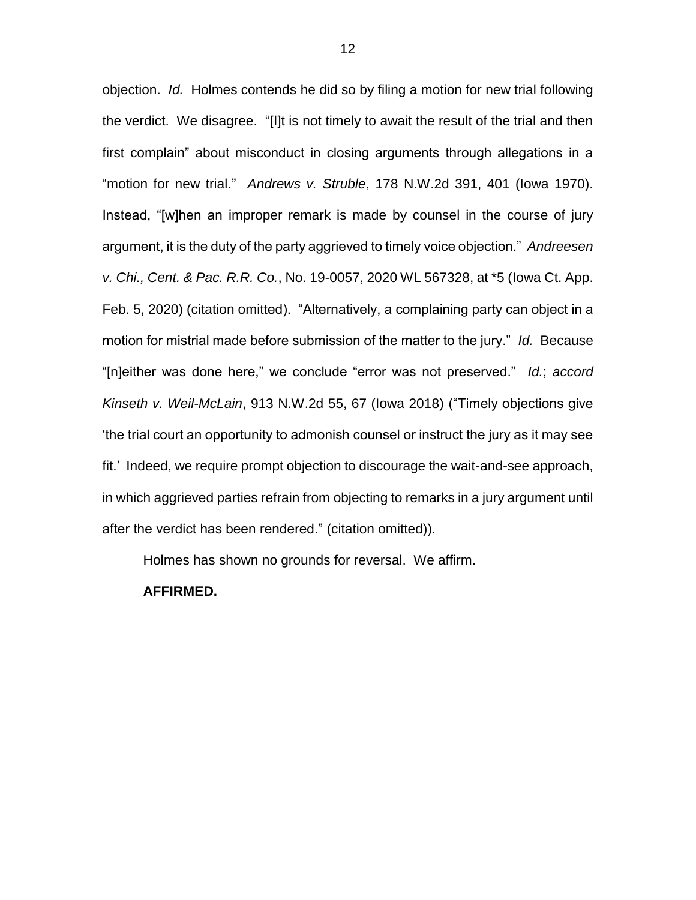objection. *Id.* Holmes contends he did so by filing a motion for new trial following the verdict. We disagree. "[I]t is not timely to await the result of the trial and then first complain" about misconduct in closing arguments through allegations in a "motion for new trial." *Andrews v. Struble*, 178 N.W.2d 391, 401 (Iowa 1970). Instead, "[w]hen an improper remark is made by counsel in the course of jury argument, it is the duty of the party aggrieved to timely voice objection." *Andreesen v. Chi., Cent. & Pac. R.R. Co.*, No. 19-0057, 2020 WL 567328, at *5 (Iowa Ct. App. Feb. 5, 2020) (citation omitted). "Alternatively, a complaining party can object in a motion for mistrial made before submission of the matter to the jury." *Id.* Because "[n]either was done here," we conclude "error was not preserved." *Id.*; *accord Kinseth v. Weil-McLain*, 913 N.W.2d 55, 67 (Iowa 2018) ("Timely objections give 'the trial court an opportunity to admonish counsel or instruct the jury as it may see fit.' Indeed, we require prompt objection to discourage the wait-and-see approach, in which aggrieved parties refrain from objecting to remarks in a jury argument until after the verdict has been rendered." (citation omitted)).

Holmes has shown no grounds for reversal. We affirm.

**AFFIRMED.**